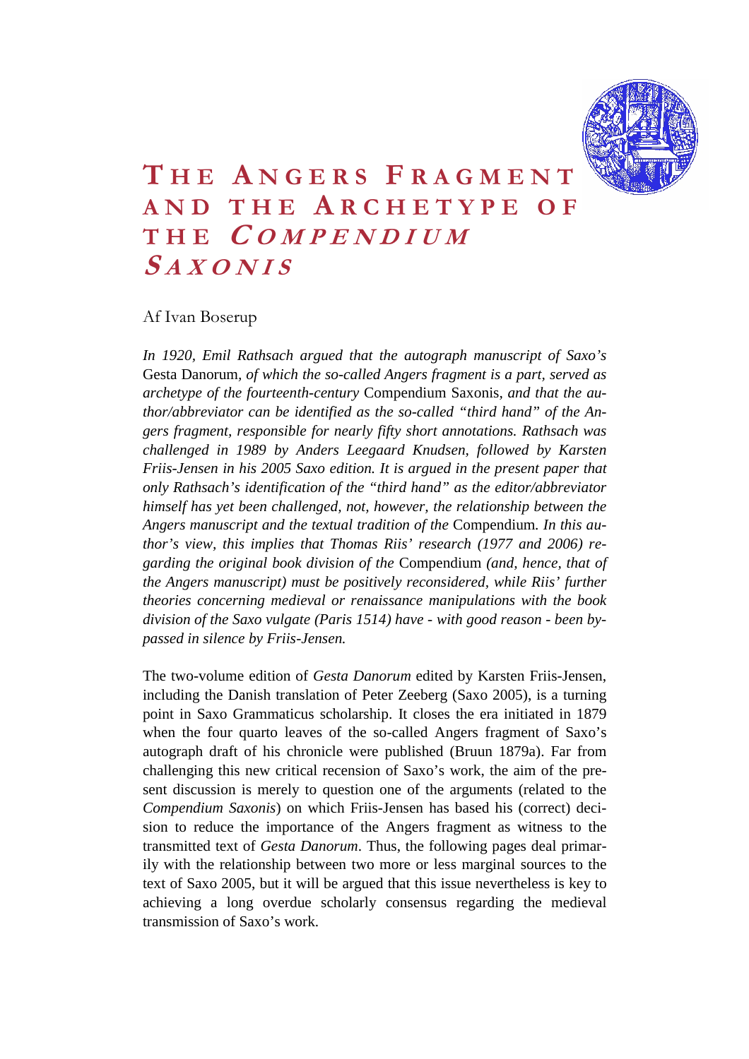# The Angers Fragment and the Archetype of the *Compendium Saxonis*

Af Ivan Boserup

*In 1920, Emil Rathsach argued that the autograph manuscript of Saxo's* Gesta Danorum*, of which the so-called Angers fragment is a part, served as archetype of the fourteenth-century* Compendium Saxonis*, and that the author/abbreviator can be identified as the so-called "third hand" of the Angers fragment, responsible for nearly fifty short annotations. Rathsach was challenged in 1989 by Anders Leegaard Knudsen, followed by Karsten Friis-Jensen in his 2005 Saxo edition. It is argued in the present paper that only Rathsach's identification of the "third hand" as the editor/abbreviator himself has yet been challenged, not, however, the relationship between the Angers manuscript and the textual tradition of the* Compendium*. In this author's view, this implies that Thomas Riis' research (1977 and 2006) regarding the original book division of the* Compendium *(and, hence, that of the Angers manuscript) must be positively reconsidered, while Riis' further theories concerning medieval or renaissance manipulations with the book division of the Saxo vulgate (Paris 1514) have - with good reason - been bypassed in silence by Friis-Jensen.*

The two-volume edition of *Gesta Danorum* edited by Karsten Friis-Jensen, including the Danish translation of Peter Zeeberg (Saxo 2005), is a turning point in Saxo Grammaticus scholarship. It closes the era initiated in 1879 when the four quarto leaves of the so-called Angers fragment of Saxo's autograph draft of his chronicle were published (Bruun 1879a). Far from challenging this new critical recension of Saxo's work, the aim of the present discussion is merely to question one of the arguments (related to the *Compendium Saxonis*) on which Friis-Jensen has based his (correct) decision to reduce the importance of the Angers fragment as witness to the transmitted text of *Gesta Danorum*. Thus, the following pages deal primarily with the relationship between two more or less marginal sources to the text of Saxo 2005, but it will be argued that this issue nevertheless is key to achieving a long overdue scholarly consensus regarding the medieval transmission of Saxo's work.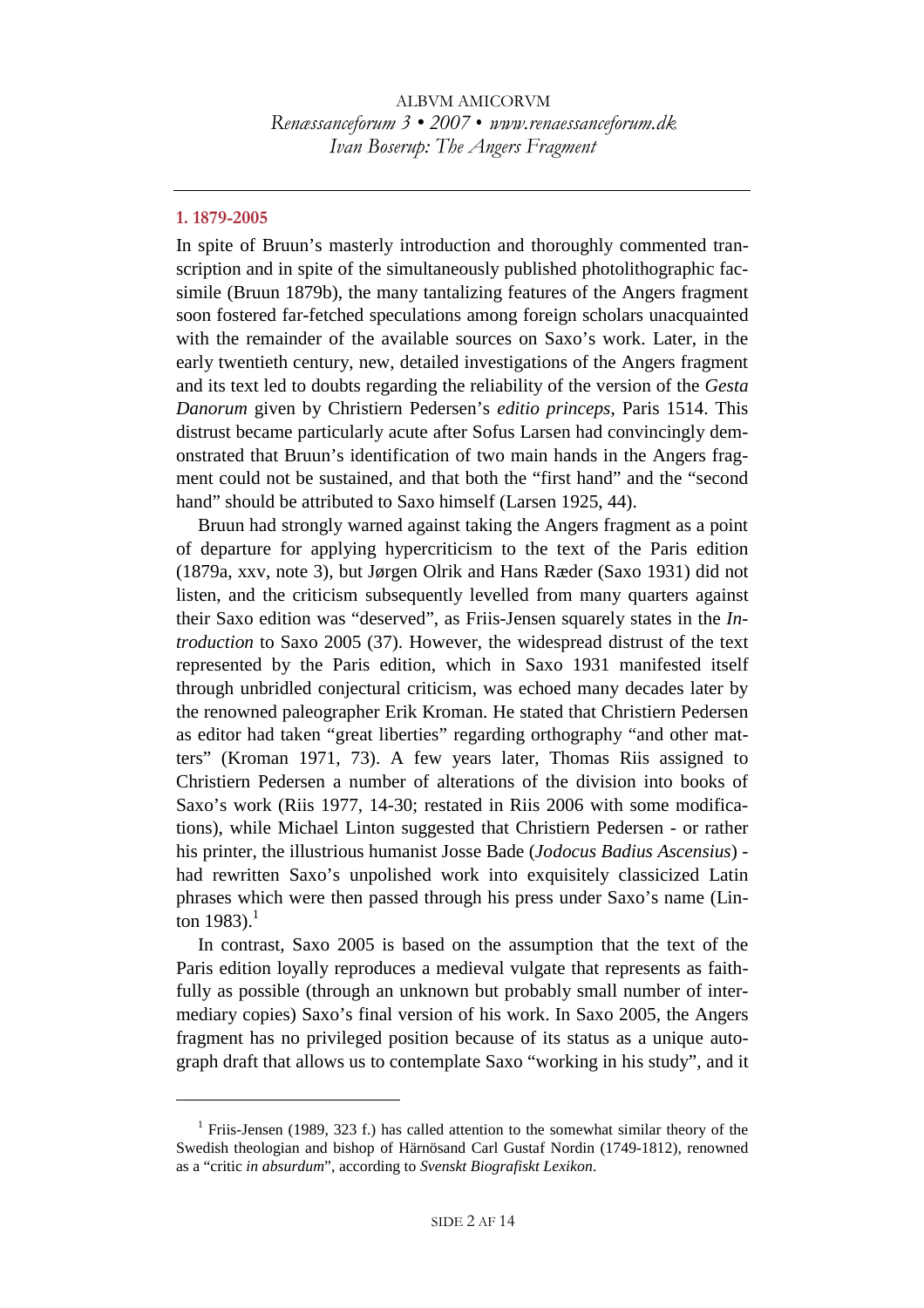## 1. 1879-2005

In spite of Bruun's masterly introduction and thoroughly commented transcription and in spite of the simultaneously published photolithographic facsimile (Bruun 1879b), the many tantalizing features of the Angers fragment soon fostered far-fetched speculations among foreign scholars unacquainted with the remainder of the available sources on Saxo's work. Later, in the early twentieth century, new, detailed investigations of the Angers fragment and its text led to doubts regarding the reliability of the version of the *Gesta Danorum* given by Christiern Pedersen's *editio princeps*, Paris 1514. This distrust became particularly acute after Sofus Larsen had convincingly demonstrated that Bruun's identification of two main hands in the Angers fragment could not be sustained, and that both the "first hand" and the "second hand" should be attributed to Saxo himself (Larsen 1925, 44).

Bruun had strongly warned against taking the Angers fragment as a point of departure for applying hypercriticism to the text of the Paris edition (1879a, xxv, note 3), but Jørgen Olrik and Hans Ræder (Saxo 1931) did not listen, and the criticism subsequently levelled from many quarters against their Saxo edition was "deserved", as Friis-Jensen squarely states in the *Introduction* to Saxo 2005 (37). However, the widespread distrust of the text represented by the Paris edition, which in Saxo 1931 manifested itself through unbridled conjectural criticism, was echoed many decades later by the renowned paleographer Erik Kroman. He stated that Christiern Pedersen as editor had taken "great liberties" regarding orthography "and other matters" (Kroman 1971, 73). A few years later, Thomas Riis assigned to Christiern Pedersen a number of alterations of the division into books of Saxo's work (Riis 1977, 14-30; restated in Riis 2006 with some modifications), while Michael Linton suggested that Christiern Pedersen - or rather his printer, the illustrious humanist Josse Bade (*Jodocus Badius Ascensius*) - had rewritten Saxo's unpolished work into exquisitely classicized Latin phrases which were then passed through his press under Saxo's name (Linton 1983).[1]

In contrast, Saxo 2005 is based on the assumption that the text of the Paris edition loyally reproduces a medieval vulgate that represents as faithfully as possible (through an unknown but probably small number of intermediary copies) Saxo's final version of his work. In Saxo 2005, the Angers fragment has no privileged position because of its status as a unique autograph draft that allows us to contemplate Saxo "working in his study", and it

---

[1] Friis-Jensen (1989, 323 f.) has called attention to the somewhat similar theory of the Swedish theologian and bishop of Härnösand Carl Gustaf Nordin (1749-1812), renowned as a "critic *in absurdum*", according to *Svenskt Biografiskt Lexikon*.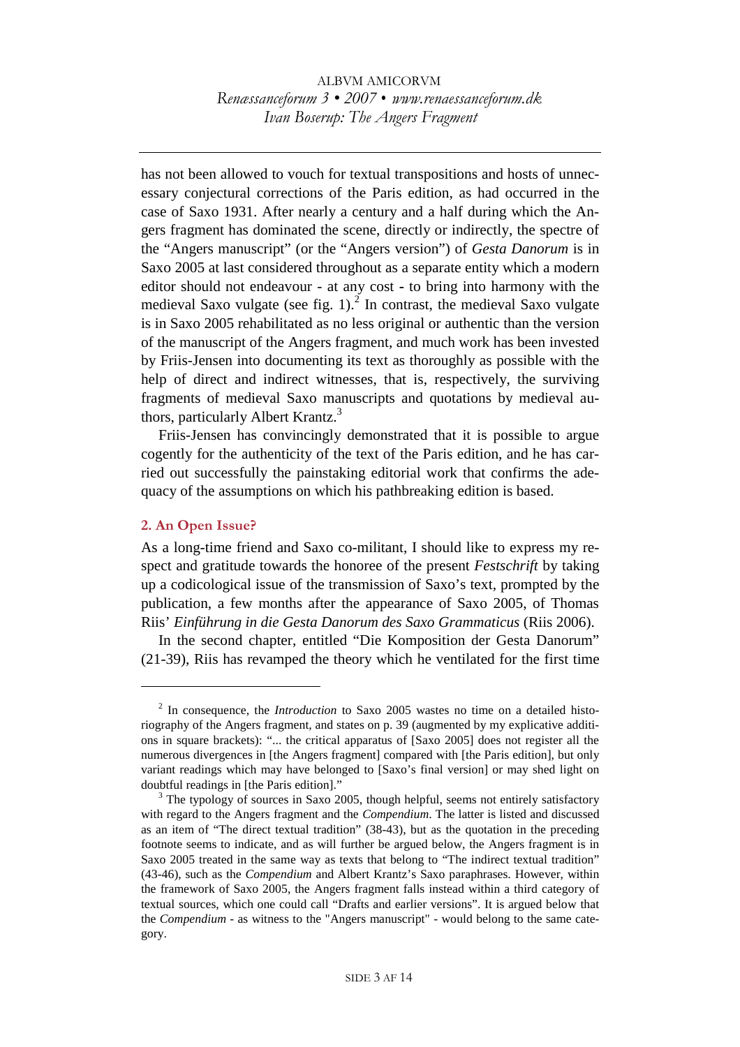has not been allowed to vouch for textual transpositions and hosts of unnecessary conjectural corrections of the Paris edition, as had occurred in the case of Saxo 1931. After nearly a century and a half during which the Angers fragment has dominated the scene, directly or indirectly, the spectre of the "Angers manuscript" (or the "Angers version") of *Gesta Danorum* is in Saxo 2005 at last considered throughout as a separate entity which a modern editor should not endeavour - at any cost - to bring into harmony with the medieval Saxo vulgate (see fig. 1).[2] In contrast, the medieval Saxo vulgate is in Saxo 2005 rehabilitated as no less original or authentic than the version of the manuscript of the Angers fragment, and much work has been invested by Friis-Jensen into documenting its text as thoroughly as possible with the help of direct and indirect witnesses, that is, respectively, the surviving fragments of medieval Saxo manuscripts and quotations by medieval authors, particularly Albert Krantz.[3]

Friis-Jensen has convincingly demonstrated that it is possible to argue cogently for the authenticity of the text of the Paris edition, and he has carried out successfully the painstaking editorial work that confirms the adequacy of the assumptions on which his pathbreaking edition is based.

## 2. An Open Issue?

As a long-time friend and Saxo co-militant, I should like to express my respect and gratitude towards the honoree of the present *Festschrift* by taking up a codicological issue of the transmission of Saxo's text, prompted by the publication, a few months after the appearance of Saxo 2005, of Thomas Riis' *Einführung in die Gesta Danorum des Saxo Grammaticus* (Riis 2006).

In the second chapter, entitled "Die Komposition der Gesta Danorum" (21-39), Riis has revamped the theory which he ventilated for the first time

---

[2] In consequence, the *Introduction* to Saxo 2005 wastes no time on a detailed historiography of the Angers fragment, and states on p. 39 (augmented by my explicative additions in square brackets): "... the critical apparatus of [Saxo 2005] does not register all the numerous divergences in [the Angers fragment] compared with [the Paris edition], but only variant readings which may have belonged to [Saxo's final version] or may shed light on doubtful readings in [the Paris edition]."

[3] The typology of sources in Saxo 2005, though helpful, seems not entirely satisfactory with regard to the Angers fragment and the *Compendium*. The latter is listed and discussed as an item of "The direct textual tradition" (38-43), but as the quotation in the preceding footnote seems to indicate, and as will further be argued below, the Angers fragment is in Saxo 2005 treated in the same way as texts that belong to "The indirect textual tradition" (43-46), such as the *Compendium* and Albert Krantz's Saxo paraphrases. However, within the framework of Saxo 2005, the Angers fragment falls instead within a third category of textual sources, which one could call "Drafts and earlier versions". It is argued below that the *Compendium* - as witness to the "Angers manuscript" - would belong to the same category.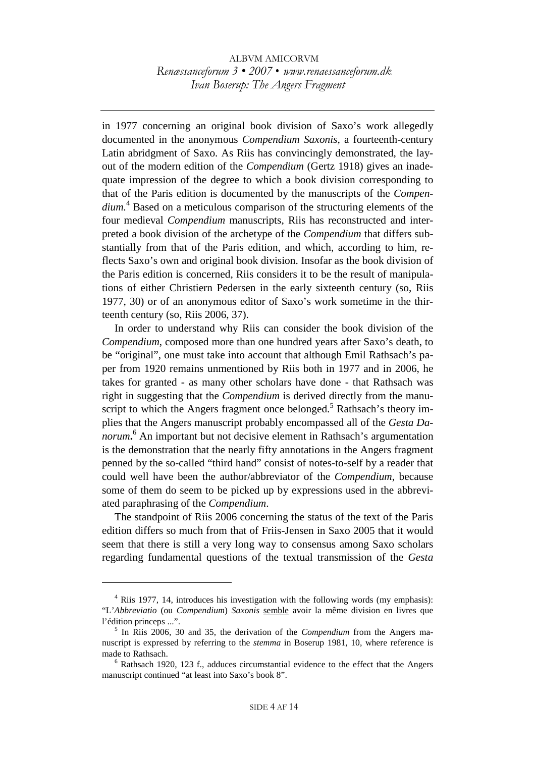in 1977 concerning an original book division of Saxo's work allegedly documented in the anonymous *Compendium Saxonis*, a fourteenth-century Latin abridgment of Saxo. As Riis has convincingly demonstrated, the layout of the modern edition of the *Compendium* (Gertz 1918) gives an inadequate impression of the degree to which a book division corresponding to that of the Paris edition is documented by the manuscripts of the *Compendium*.[4] Based on a meticulous comparison of the structuring elements of the four medieval *Compendium* manuscripts, Riis has reconstructed and interpreted a book division of the archetype of the *Compendium* that differs substantially from that of the Paris edition, and which, according to him, reflects Saxo's own and original book division. Insofar as the book division of the Paris edition is concerned, Riis considers it to be the result of manipulations of either Christiern Pedersen in the early sixteenth century (so, Riis 1977, 30) or of an anonymous editor of Saxo's work sometime in the thirteenth century (so, Riis 2006, 37).

In order to understand why Riis can consider the book division of the *Compendium*, composed more than one hundred years after Saxo's death, to be "original", one must take into account that although Emil Rathsach's paper from 1920 remains unmentioned by Riis both in 1977 and in 2006, he takes for granted - as many other scholars have done - that Rathsach was right in suggesting that the *Compendium* is derived directly from the manuscript to which the Angers fragment once belonged.[5] Rathsach's theory implies that the Angers manuscript probably encompassed all of the *Gesta Danorum***.**[6] An important but not decisive element in Rathsach's argumentation is the demonstration that the nearly fifty annotations in the Angers fragment penned by the so-called "third hand" consist of notes-to-self by a reader that could well have been the author/abbreviator of the *Compendium*, because some of them do seem to be picked up by expressions used in the abbreviated paraphrasing of the *Compendium*.

The standpoint of Riis 2006 concerning the status of the text of the Paris edition differs so much from that of Friis-Jensen in Saxo 2005 that it would seem that there is still a very long way to consensus among Saxo scholars regarding fundamental questions of the textual transmission of the *Gesta*

---

[4] Riis 1977, 14, introduces his investigation with the following words (my emphasis): "L'*Abbreviatio* (ou *Compendium*) *Saxonis* <u>semble</u> avoir la même division en livres que l'édition princeps ...".

[5] In Riis 2006, 30 and 35, the derivation of the *Compendium* from the Angers manuscript is expressed by referring to the *stemma* in Boserup 1981, 10, where reference is made to Rathsach.

[6] Rathsach 1920, 123 f., adduces circumstantial evidence to the effect that the Angers manuscript continued "at least into Saxo's book 8".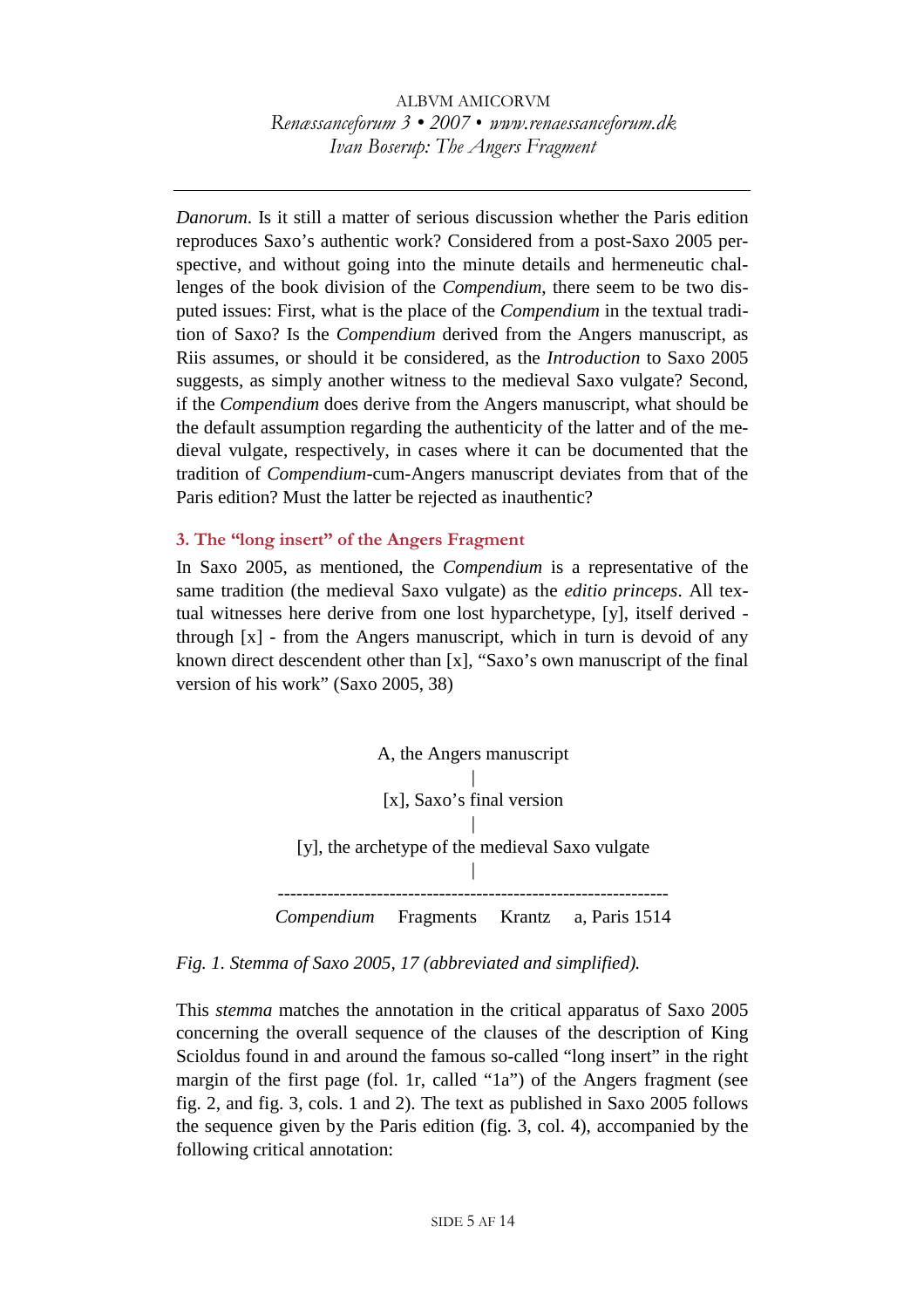*Danorum*. Is it still a matter of serious discussion whether the Paris edition reproduces Saxo's authentic work? Considered from a post-Saxo 2005 perspective, and without going into the minute details and hermeneutic challenges of the book division of the *Compendium*, there seem to be two disputed issues: First, what is the place of the *Compendium* in the textual tradition of Saxo? Is the *Compendium* derived from the Angers manuscript, as Riis assumes, or should it be considered, as the *Introduction* to Saxo 2005 suggests, as simply another witness to the medieval Saxo vulgate? Second, if the *Compendium* does derive from the Angers manuscript, what should be the default assumption regarding the authenticity of the latter and of the medieval vulgate, respectively, in cases where it can be documented that the tradition of *Compendium*-cum-Angers manuscript deviates from that of the Paris edition? Must the latter be rejected as inauthentic?

### 3. The "long insert" of the Angers Fragment

In Saxo 2005, as mentioned, the *Compendium* is a representative of the same tradition (the medieval Saxo vulgate) as the *editio princeps*. All textual witnesses here derive from one lost hyparchetype, [y], itself derived - through [x] - from the Angers manuscript, which in turn is devoid of any known direct descendent other than [x], "Saxo's own manuscript of the final version of his work" (Saxo 2005, 38)

```
                    A, the Angers manuscript
                               |
                    [x], Saxo's final version
                               |
           [y], the archetype of the medieval Saxo vulgate
                               |
 -------------------------------------------------------------
 Compendium     Fragments     Krantz      a, Paris 1514
```

*Fig. 1. Stemma of Saxo 2005, 17 (abbreviated and simplified).*

This *stemma* matches the annotation in the critical apparatus of Saxo 2005 concerning the overall sequence of the clauses of the description of King Scioldus found in and around the famous so-called "long insert" in the right margin of the first page (fol. 1r, called "1a") of the Angers fragment (see fig. 2, and fig. 3, cols. 1 and 2). The text as published in Saxo 2005 follows the sequence given by the Paris edition (fig. 3, col. 4), accompanied by the following critical annotation: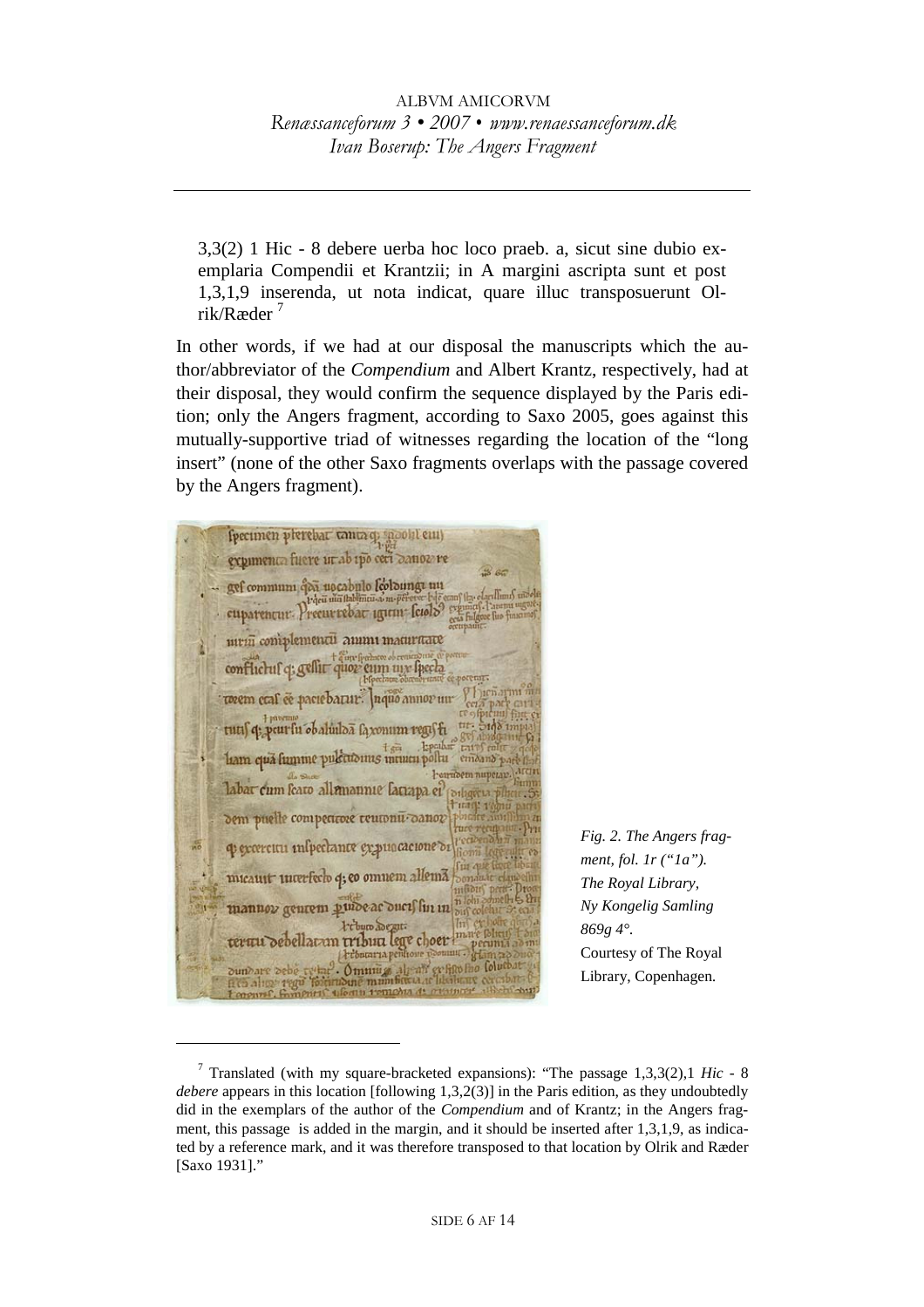3,3(2) 1 Hic - 8 debere uerba hoc loco praeb. a, sicut sine dubio exemplaria Compendii et Krantzii; in A margini ascripta sunt et post 1,3,1,9 inserenda, ut nota indicat, quare illuc transposuerunt Olrik/Ræder [7]

In other words, if we had at our disposal the manuscripts which the author/abbreviator of the *Compendium* and Albert Krantz, respectively, had at their disposal, they would confirm the sequence displayed by the Paris edition; only the Angers fragment, according to Saxo 2005, goes against this mutually-supportive triad of witnesses regarding the location of the "long insert" (none of the other Saxo fragments overlaps with the passage covered by the Angers fragment).

*Fig. 2. The Angers fragment, fol. 1r ("1a"). The Royal Library, Ny Kongelig Samling 869g 4°.* Courtesy of The Royal Library, Copenhagen.

[7] Translated (with my square-bracketed expansions): "The passage 1,3,3(2),1 *Hic* - 8 *debere* appears in this location [following 1,3,2(3)] in the Paris edition, as they undoubtedly did in the exemplars of the author of the *Compendium* and of Krantz; in the Angers fragment, this passage is added in the margin, and it should be inserted after 1,3,1,9, as indicated by a reference mark, and it was therefore transposed to that location by Olrik and Ræder [Saxo 1931]."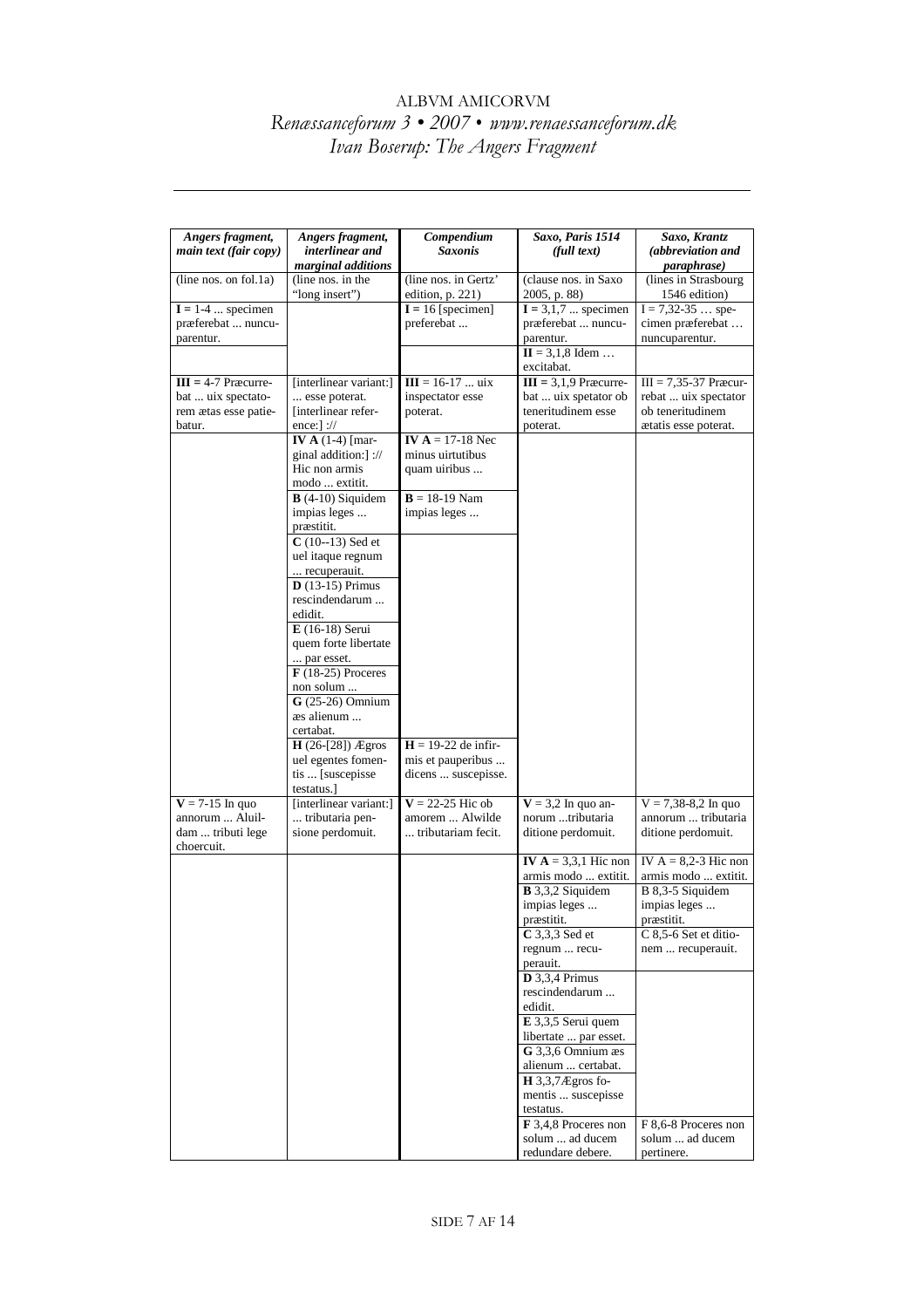| ***Angers fragment, main text (fair copy)*** | ***Angers fragment, interlinear and marginal additions*** | ***Compendium Saxonis*** | ***Saxo, Paris 1514 (full text)*** | ***Saxo, Krantz (abbreviation and paraphrase)*** |
|---|---|---|---|---|
| (line nos. on fol.1a) | (line nos. in the "long insert") | (line nos. in Gertz' edition, p. 221) | (clause nos. in Saxo 2005, p. 88) | (lines in Strasbourg 1546 edition) |
| **I** = 1-4 ... specimen præferebat ... nuncuparentur. | | **I** = 16 [specimen] preferebat ... | **I** = 3,1,7 ... specimen præferebat ... nuncuparentur. | I = 7,32-35 … specimen præferebat … nuncuparentur. |
| | | | **II** = 3,1,8 Idem … excitabat. | |
| **III** = 4-7 Præcurrebat ... uix spectatorem ætas esse patiebatur. | [interlinear variant:] ... esse poterat. [interlinear reference:] :// | **III** = 16-17 ... uix inspectator esse poterat. | **III** = 3,1,9 Præcurrebat ... uix spetator ob teneritudinem esse poterat. | III = 7,35-37 Præcurrebat ... uix spectator ob teneritudinem ætatis esse poterat. |
| | **IV A** (1-4) [marginal addition:] :// Hic non armis modo ... extitit. | **IV A** = 17-18 Nec minus uirtutibus quam uiribus ... | | |
| | **B** (4-10) Siquidem impias leges ... præstitit. | **B** = 18-19 Nam impias leges ... | | |
| | **C** (10--13) Sed et uel itaque regnum ... recuperauit. | | | |
| | **D** (13-15) Primus rescindendarum ... edidit. | | | |
| | **E** (16-18) Serui quem forte libertate ... par esset. | | | |
| | **F** (18-25) Proceres non solum ... | | | |
| | **G** (25-26) Omnium æs alienum ... certabat. | | | |
| | **H** (26-[28]) Ægros uel egentes fomentis ... [suscepisse testatus.] | **H** = 19-22 de infirmis et pauperibus ... dicens ... suscepisse. | | |
| **V** = 7-15 In quo annorum ... Aluildam ... tributi lege choercuit. | [interlinear variant:] ... tributaria pensione perdomuit. | **V** = 22-25 Hic ob amorem ... Alwilde ... tributariam fecit. | **V** = 3,2 In quo annorum ...tributaria ditione perdomuit. | V = 7,38-8,2 In quo annorum ... tributaria ditione perdomuit. |
| | | | **IV A** = 3,3,1 Hic non armis modo ... extitit. | IV A = 8,2-3 Hic non armis modo ... extitit. |
| | | | **B** 3,3,2 Siquidem impias leges ... præstitit. | B 8,3-5 Siquidem impias leges ... præstitit. |
| | | | **C** 3,3,3 Sed et regnum ... recuperauit. | C 8,5-6 Set et ditionem ... recuperauit. |
| | | | **D** 3,3,4 Primus rescindendarum ... edidit. | |
| | | | **E** 3,3,5 Serui quem libertate ... par esset. | |
| | | | **G** 3,3,6 Omnium æs alienum ... certabat. | |
| | | | **H** 3,3,7Ægros fomentis ... suscepisse testatus. | |
| | | | **F** 3,4,8 Proceres non solum ... ad ducem redundare debere. | F 8,6-8 Proceres non solum ... ad ducem pertinere. |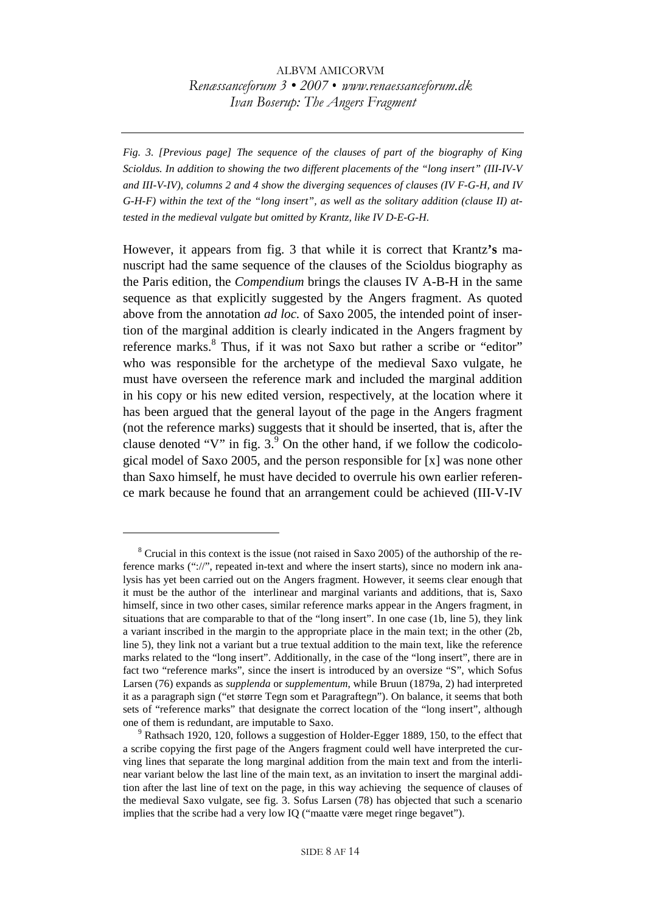*Fig. 3. [Previous page] The sequence of the clauses of part of the biography of King Scioldus. In addition to showing the two different placements of the "long insert" (III-IV-V and III-V-IV), columns 2 and 4 show the diverging sequences of clauses (IV F-G-H, and IV G-H-F) within the text of the "long insert", as well as the solitary addition (clause II) attested in the medieval vulgate but omitted by Krantz, like IV D-E-G-H.*

However, it appears from fig. 3 that while it is correct that Krantz**'s** manuscript had the same sequence of the clauses of the Scioldus biography as the Paris edition, the *Compendium* brings the clauses IV A-B-H in the same sequence as that explicitly suggested by the Angers fragment. As quoted above from the annotation *ad loc.* of Saxo 2005, the intended point of insertion of the marginal addition is clearly indicated in the Angers fragment by reference marks.[8] Thus, if it was not Saxo but rather a scribe or "editor" who was responsible for the archetype of the medieval Saxo vulgate, he must have overseen the reference mark and included the marginal addition in his copy or his new edited version, respectively, at the location where it has been argued that the general layout of the page in the Angers fragment (not the reference marks) suggests that it should be inserted, that is, after the clause denoted "V" in fig. 3.[9] On the other hand, if we follow the codicological model of Saxo 2005, and the person responsible for [x] was none other than Saxo himself, he must have decided to overrule his own earlier reference mark because he found that an arrangement could be achieved (III-V-IV

---

[8] Crucial in this context is the issue (not raised in Saxo 2005) of the authorship of the reference marks (":://", repeated in-text and where the insert starts), since no modern ink analysis has yet been carried out on the Angers fragment. However, it seems clear enough that it must be the author of the interlinear and marginal variants and additions, that is, Saxo himself, since in two other cases, similar reference marks appear in the Angers fragment, in situations that are comparable to that of the "long insert". In one case (1b, line 5), they link a variant inscribed in the margin to the appropriate place in the main text; in the other (2b, line 5), they link not a variant but a true textual addition to the main text, like the reference marks related to the "long insert". Additionally, in the case of the "long insert", there are in fact two "reference marks", since the insert is introduced by an oversize "S", which Sofus Larsen (76) expands as *supplenda* or *supplementum*, while Bruun (1879a, 2) had interpreted it as a paragraph sign ("et større Tegn som et Paragraftegn"). On balance, it seems that both sets of "reference marks" that designate the correct location of the "long insert", although one of them is redundant, are imputable to Saxo.

[9] Rathsach 1920, 120, follows a suggestion of Holder-Egger 1889, 150, to the effect that a scribe copying the first page of the Angers fragment could well have interpreted the curving lines that separate the long marginal addition from the main text and from the interlinear variant below the last line of the main text, as an invitation to insert the marginal addition after the last line of text on the page, in this way achieving the sequence of clauses of the medieval Saxo vulgate, see fig. 3. Sofus Larsen (78) has objected that such a scenario implies that the scribe had a very low IQ ("maatte være meget ringe begavet").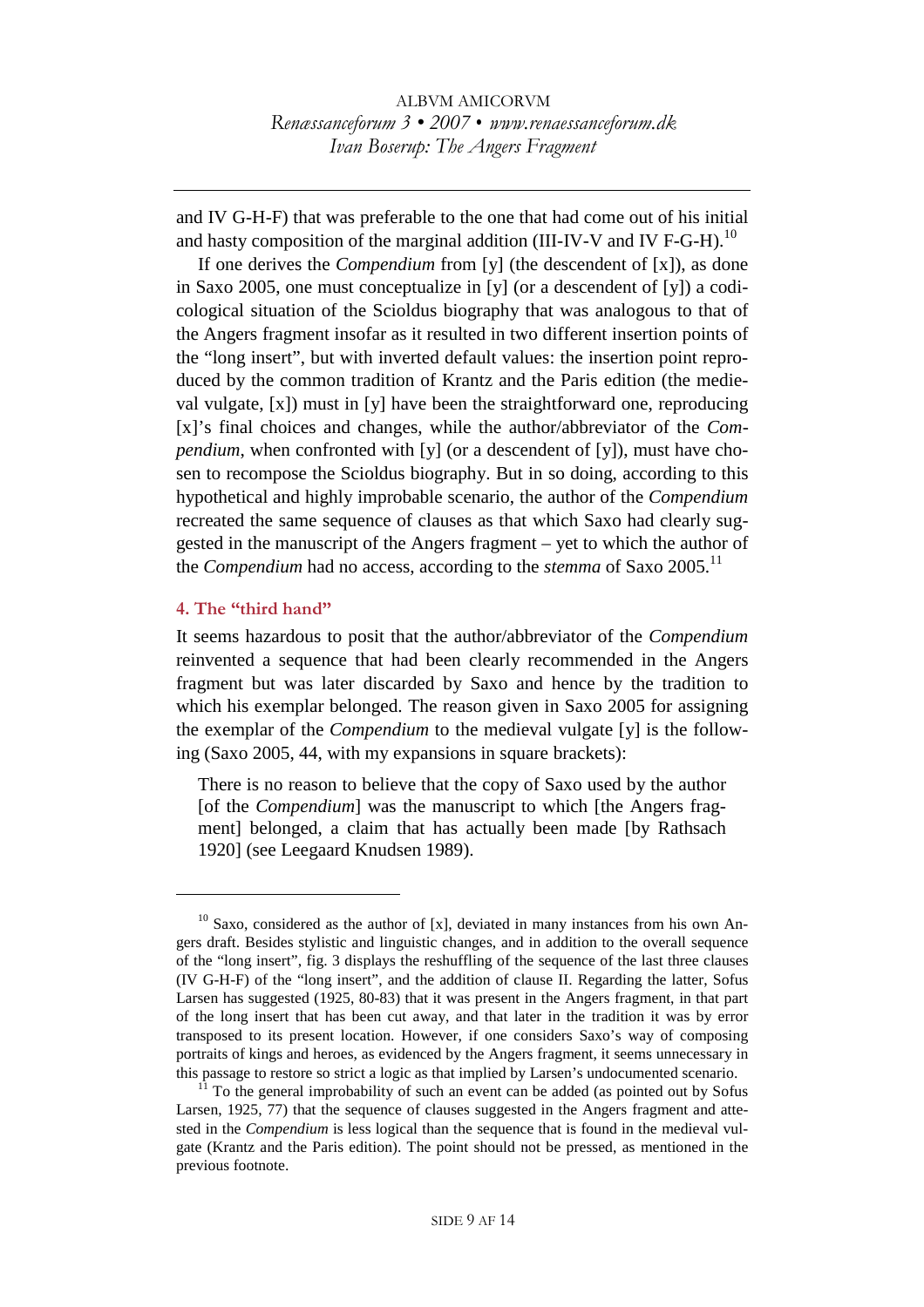and IV G-H-F) that was preferable to the one that had come out of his initial and hasty composition of the marginal addition (III-IV-V and IV F-G-H).[10]

If one derives the *Compendium* from [y] (the descendent of [x]), as done in Saxo 2005, one must conceptualize in [y] (or a descendent of [y]) a codicological situation of the Scioldus biography that was analogous to that of the Angers fragment insofar as it resulted in two different insertion points of the "long insert", but with inverted default values: the insertion point reproduced by the common tradition of Krantz and the Paris edition (the medieval vulgate, [x]) must in [y] have been the straightforward one, reproducing [x]'s final choices and changes, while the author/abbreviator of the *Compendium*, when confronted with [y] (or a descendent of [y]), must have chosen to recompose the Scioldus biography. But in so doing, according to this hypothetical and highly improbable scenario, the author of the *Compendium* recreated the same sequence of clauses as that which Saxo had clearly suggested in the manuscript of the Angers fragment – yet to which the author of the *Compendium* had no access, according to the *stemma* of Saxo 2005.[11]

### 4. The "third hand"

It seems hazardous to posit that the author/abbreviator of the *Compendium* reinvented a sequence that had been clearly recommended in the Angers fragment but was later discarded by Saxo and hence by the tradition to which his exemplar belonged. The reason given in Saxo 2005 for assigning the exemplar of the *Compendium* to the medieval vulgate [y] is the following (Saxo 2005, 44, with my expansions in square brackets):

> There is no reason to believe that the copy of Saxo used by the author [of the *Compendium*] was the manuscript to which [the Angers fragment] belonged, a claim that has actually been made [by Rathsach 1920] (see Leegaard Knudsen 1989).

---

[10] Saxo, considered as the author of [x], deviated in many instances from his own Angers draft. Besides stylistic and linguistic changes, and in addition to the overall sequence of the "long insert", fig. 3 displays the reshuffling of the sequence of the last three clauses (IV G-H-F) of the "long insert", and the addition of clause II. Regarding the latter, Sofus Larsen has suggested (1925, 80-83) that it was present in the Angers fragment, in that part of the long insert that has been cut away, and that later in the tradition it was by error transposed to its present location. However, if one considers Saxo's way of composing portraits of kings and heroes, as evidenced by the Angers fragment, it seems unnecessary in this passage to restore so strict a logic as that implied by Larsen's undocumented scenario.

[11] To the general improbability of such an event can be added (as pointed out by Sofus Larsen, 1925, 77) that the sequence of clauses suggested in the Angers fragment and attested in the *Compendium* is less logical than the sequence that is found in the medieval vulgate (Krantz and the Paris edition). The point should not be pressed, as mentioned in the previous footnote.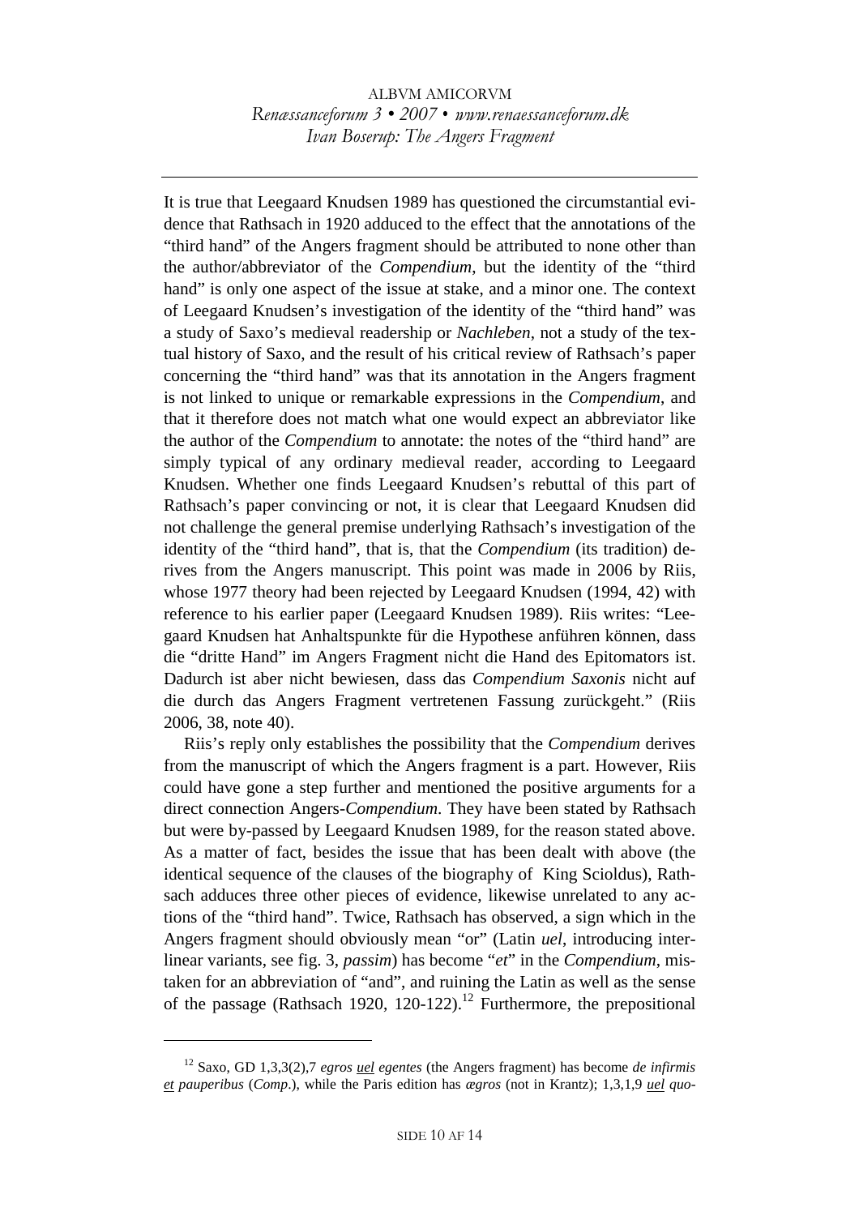It is true that Leegaard Knudsen 1989 has questioned the circumstantial evidence that Rathsach in 1920 adduced to the effect that the annotations of the "third hand" of the Angers fragment should be attributed to none other than the author/abbreviator of the *Compendium*, but the identity of the "third hand" is only one aspect of the issue at stake, and a minor one. The context of Leegaard Knudsen's investigation of the identity of the "third hand" was a study of Saxo's medieval readership or *Nachleben*, not a study of the textual history of Saxo, and the result of his critical review of Rathsach's paper concerning the "third hand" was that its annotation in the Angers fragment is not linked to unique or remarkable expressions in the *Compendium*, and that it therefore does not match what one would expect an abbreviator like the author of the *Compendium* to annotate: the notes of the "third hand" are simply typical of any ordinary medieval reader, according to Leegaard Knudsen. Whether one finds Leegaard Knudsen's rebuttal of this part of Rathsach's paper convincing or not, it is clear that Leegaard Knudsen did not challenge the general premise underlying Rathsach's investigation of the identity of the "third hand", that is, that the *Compendium* (its tradition) derives from the Angers manuscript. This point was made in 2006 by Riis, whose 1977 theory had been rejected by Leegaard Knudsen (1994, 42) with reference to his earlier paper (Leegaard Knudsen 1989). Riis writes: "Leegaard Knudsen hat Anhaltspunkte für die Hypothese anführen können, dass die "dritte Hand" im Angers Fragment nicht die Hand des Epitomators ist. Dadurch ist aber nicht bewiesen, dass das *Compendium Saxonis* nicht auf die durch das Angers Fragment vertretenen Fassung zurückgeht." (Riis 2006, 38, note 40).

Riis's reply only establishes the possibility that the *Compendium* derives from the manuscript of which the Angers fragment is a part. However, Riis could have gone a step further and mentioned the positive arguments for a direct connection Angers-*Compendium*. They have been stated by Rathsach but were by-passed by Leegaard Knudsen 1989, for the reason stated above. As a matter of fact, besides the issue that has been dealt with above (the identical sequence of the clauses of the biography of King Scioldus), Rathsach adduces three other pieces of evidence, likewise unrelated to any actions of the "third hand". Twice, Rathsach has observed, a sign which in the Angers fragment should obviously mean "or" (Latin *uel*, introducing interlinear variants, see fig. 3, *passim*) has become "*et*" in the *Compendium*, mistaken for an abbreviation of "and", and ruining the Latin as well as the sense of the passage (Rathsach 1920, 120-122).[12] Furthermore, the prepositional

[12] Saxo, GD 1,3,3(2),7 *egros uel egentes* (the Angers fragment) has become *de infirmis et pauperibus* (*Comp*.), while the Paris edition has *ægros* (not in Krantz); 1,3,1,9 *uel quo-*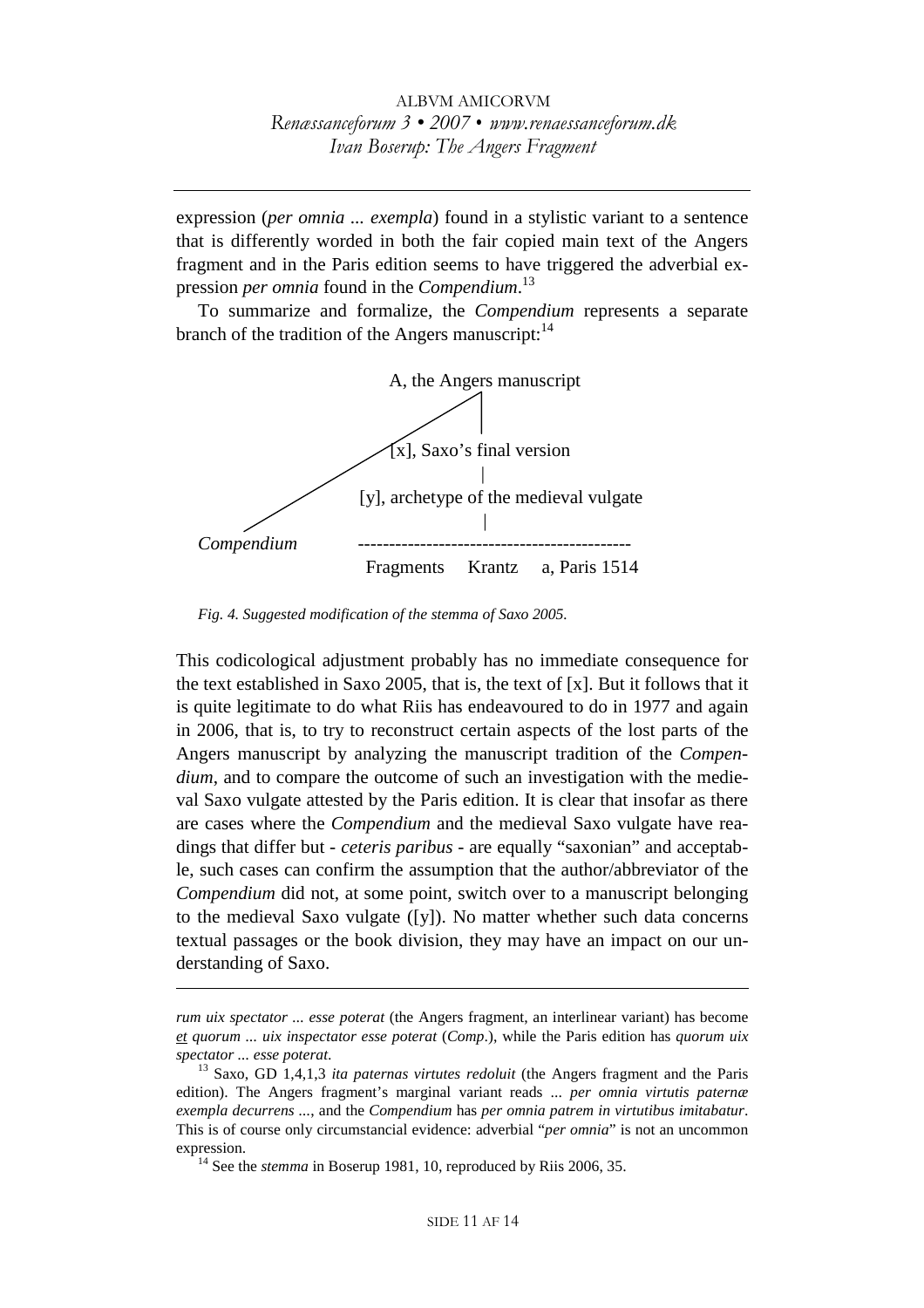expression (*per omnia ... exempla*) found in a stylistic variant to a sentence that is differently worded in both the fair copied main text of the Angers fragment and in the Paris edition seems to have triggered the adverbial expression *per omnia* found in the *Compendium*.[13]

To summarize and formalize, the *Compendium* represents a separate branch of the tradition of the Angers manuscript:[14]

```
                         A, the Angers manuscript
                        /        |
                       /   [x], Saxo's final version
                      /          |
                     /   [y], archetype of the medieval vulgate
                    /            |
Compendium          -------------------------------------------
                     Fragments     Krantz     a, Paris 1514
```

*Fig. 4. Suggested modification of the stemma of Saxo 2005.*

This codicological adjustment probably has no immediate consequence for the text established in Saxo 2005, that is, the text of [x]. But it follows that it is quite legitimate to do what Riis has endeavoured to do in 1977 and again in 2006, that is, to try to reconstruct certain aspects of the lost parts of the Angers manuscript by analyzing the manuscript tradition of the *Compendium*, and to compare the outcome of such an investigation with the medieval Saxo vulgate attested by the Paris edition. It is clear that insofar as there are cases where the *Compendium* and the medieval Saxo vulgate have readings that differ but - *ceteris paribus* - are equally "saxonian" and acceptable, such cases can confirm the assumption that the author/abbreviator of the *Compendium* did not, at some point, switch over to a manuscript belonging to the medieval Saxo vulgate ([y]). No matter whether such data concerns textual passages or the book division, they may have an impact on our understanding of Saxo.

---

*rum uix spectator ... esse poterat* (the Angers fragment, an interlinear variant) has become *et quorum ... uix inspectator esse poterat* (*Comp*.), while the Paris edition has *quorum uix spectator ... esse poterat*.

[13] Saxo, GD 1,4,1,3 *ita paternas virtutes redoluit* (the Angers fragment and the Paris edition). The Angers fragment's marginal variant reads ... *per omnia virtutis paternæ exempla decurrens* ..., and the *Compendium* has *per omnia patrem in virtutibus imitabatur*. This is of course only circumstancial evidence: adverbial "*per omnia*" is not an uncommon expression.

[14] See the *stemma* in Boserup 1981, 10, reproduced by Riis 2006, 35.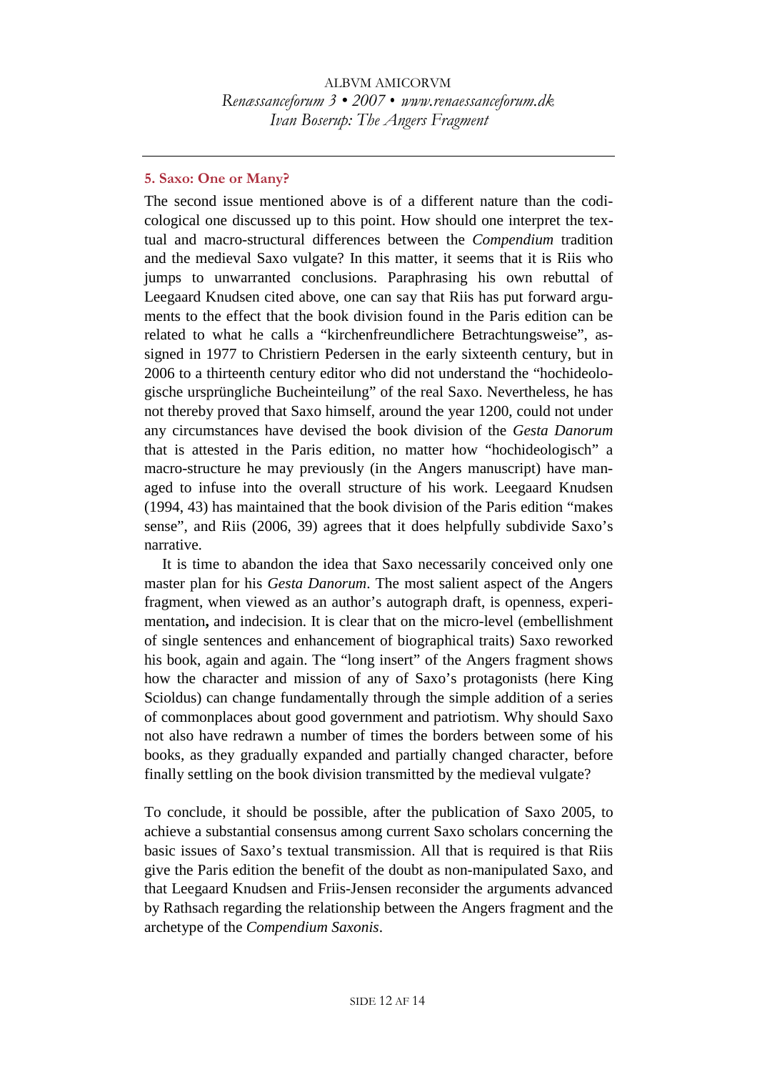## 5. Saxo: One or Many?

The second issue mentioned above is of a different nature than the codicological one discussed up to this point. How should one interpret the textual and macro-structural differences between the *Compendium* tradition and the medieval Saxo vulgate? In this matter, it seems that it is Riis who jumps to unwarranted conclusions. Paraphrasing his own rebuttal of Leegaard Knudsen cited above, one can say that Riis has put forward arguments to the effect that the book division found in the Paris edition can be related to what he calls a "kirchenfreundlichere Betrachtungsweise", assigned in 1977 to Christiern Pedersen in the early sixteenth century, but in 2006 to a thirteenth century editor who did not understand the "hochideologische ursprüngliche Bucheinteilung" of the real Saxo. Nevertheless, he has not thereby proved that Saxo himself, around the year 1200, could not under any circumstances have devised the book division of the *Gesta Danorum* that is attested in the Paris edition, no matter how "hochideologisch" a macro-structure he may previously (in the Angers manuscript) have managed to infuse into the overall structure of his work. Leegaard Knudsen (1994, 43) has maintained that the book division of the Paris edition "makes sense", and Riis (2006, 39) agrees that it does helpfully subdivide Saxo's narrative.

It is time to abandon the idea that Saxo necessarily conceived only one master plan for his *Gesta Danorum*. The most salient aspect of the Angers fragment, when viewed as an author's autograph draft, is openness, experimentation**,** and indecision. It is clear that on the micro-level (embellishment of single sentences and enhancement of biographical traits) Saxo reworked his book, again and again. The "long insert" of the Angers fragment shows how the character and mission of any of Saxo's protagonists (here King Scioldus) can change fundamentally through the simple addition of a series of commonplaces about good government and patriotism. Why should Saxo not also have redrawn a number of times the borders between some of his books, as they gradually expanded and partially changed character, before finally settling on the book division transmitted by the medieval vulgate?

To conclude, it should be possible, after the publication of Saxo 2005, to achieve a substantial consensus among current Saxo scholars concerning the basic issues of Saxo's textual transmission. All that is required is that Riis give the Paris edition the benefit of the doubt as non-manipulated Saxo, and that Leegaard Knudsen and Friis-Jensen reconsider the arguments advanced by Rathsach regarding the relationship between the Angers fragment and the archetype of the *Compendium Saxonis*.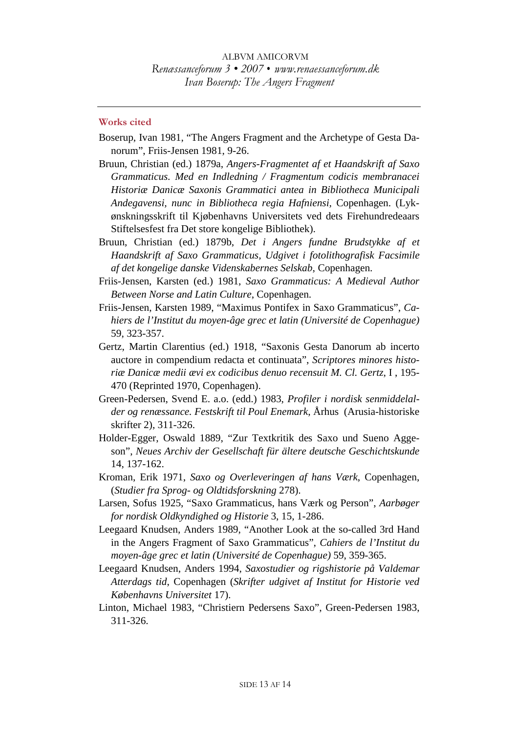## Works cited

Boserup, Ivan 1981, "The Angers Fragment and the Archetype of Gesta Danorum", Friis-Jensen 1981, 9-26.

Bruun, Christian (ed.) 1879a, *Angers-Fragmentet af et Haandskrift af Saxo Grammaticus. Med en Indledning / Fragmentum codicis membranacei Historiæ Danicæ Saxonis Grammatici antea in Bibliotheca Municipali Andegavensi, nunc in Bibliotheca regia Hafniensi*, Copenhagen. (Lykønskningsskrift til Kjøbenhavns Universitets ved dets Firehundredeaars Stiftelsesfest fra Det store kongelige Bibliothek).

Bruun, Christian (ed.) 1879b, *Det i Angers fundne Brudstykke af et Haandskrift af Saxo Grammaticus, Udgivet i fotolithografisk Facsimile af det kongelige danske Videnskabernes Selskab*, Copenhagen.

Friis-Jensen, Karsten (ed.) 1981, *Saxo Grammaticus: A Medieval Author Between Norse and Latin Culture*, Copenhagen.

Friis-Jensen, Karsten 1989, "Maximus Pontifex in Saxo Grammaticus", *Cahiers de l'Institut du moyen-âge grec et latin (Université de Copenhague)* 59, 323-357.

Gertz, Martin Clarentius (ed.) 1918, "Saxonis Gesta Danorum ab incerto auctore in compendium redacta et continuata", *Scriptores minores historiæ Danicæ medii ævi ex codicibus denuo recensuit M. Cl. Gertz*, I , 195-470 (Reprinted 1970, Copenhagen).

Green-Pedersen, Svend E. a.o. (edd.) 1983, *Profiler i nordisk senmiddelalder og renæssance. Festskrift til Poul Enemark*, Århus (Arusia-historiske skrifter 2), 311-326.

Holder-Egger, Oswald 1889, "Zur Textkritik des Saxo und Sueno Aggeson", *Neues Archiv der Gesellschaft für ältere deutsche Geschichtskunde* 14, 137-162.

Kroman, Erik 1971, *Saxo og Overleveringen af hans Værk*, Copenhagen, (*Studier fra Sprog- og Oldtidsforskning* 278).

Larsen, Sofus 1925, "Saxo Grammaticus, hans Værk og Person", *Aarbøger for nordisk Oldkyndighed og Historie* 3, 15, 1-286.

Leegaard Knudsen, Anders 1989, "Another Look at the so-called 3rd Hand in the Angers Fragment of Saxo Grammaticus", *Cahiers de l'Institut du moyen-âge grec et latin (Université de Copenhague)* 59, 359-365.

Leegaard Knudsen, Anders 1994, *Saxostudier og rigshistorie på Valdemar Atterdags tid*, Copenhagen (*Skrifter udgivet af Institut for Historie ved Københavns Universitet* 17).

Linton, Michael 1983, "Christiern Pedersens Saxo", Green-Pedersen 1983, 311-326.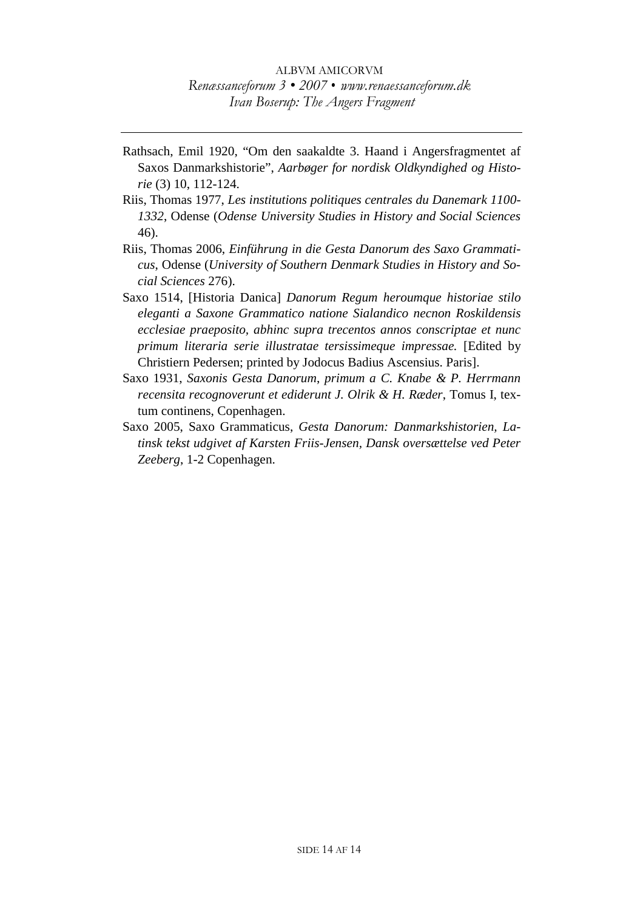Rathsach, Emil 1920, "Om den saakaldte 3. Haand i Angersfragmentet af Saxos Danmarkshistorie", *Aarbøger for nordisk Oldkyndighed og Historie* (3) 10, 112-124.

Riis, Thomas 1977, *Les institutions politiques centrales du Danemark 1100-1332*, Odense (*Odense University Studies in History and Social Sciences* 46).

Riis, Thomas 2006, *Einführung in die Gesta Danorum des Saxo Grammaticus*, Odense (*University of Southern Denmark Studies in History and Social Sciences* 276).

Saxo 1514, [Historia Danica] *Danorum Regum heroumque historiae stilo eleganti a Saxone Grammatico natione Sialandico necnon Roskildensis ecclesiae praeposito, abhinc supra trecentos annos conscriptae et nunc primum literaria serie illustratae tersissimeque impressae.* [Edited by Christiern Pedersen; printed by Jodocus Badius Ascensius. Paris].

Saxo 1931, *Saxonis Gesta Danorum, primum a C. Knabe & P. Herrmann recensita recognoverunt et ediderunt J. Olrik & H. Ræder*, Tomus I, textum continens, Copenhagen.

Saxo 2005, Saxo Grammaticus, *Gesta Danorum: Danmarkshistorien, Latinsk tekst udgivet af Karsten Friis-Jensen, Dansk oversættelse ved Peter Zeeberg*, 1-2 Copenhagen.